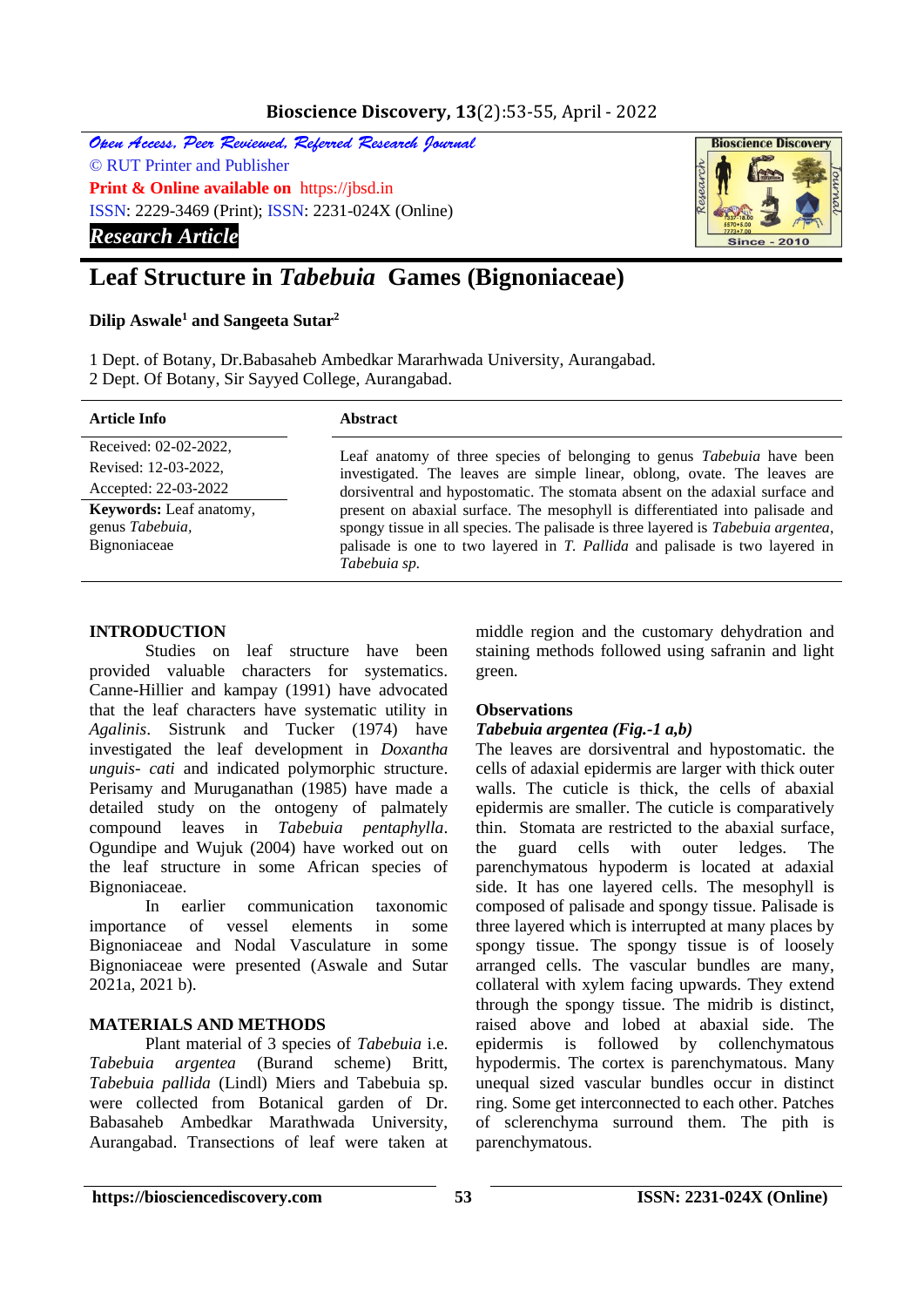Open Access, Peer Reviewed, Refereed Research Journal
© RUT Printer and Publisher
**Print & Online available on** https://jbsd.in
ISSN: 2229-3469 (Print); ISSN: 2231-024X (Online)

***Research Article***

# Leaf Structure in *Tabebuia* Games (Bignoniaceae)

**Dilip Aswale[1] and Sangeeta Sutar[2]**

1 Dept. of Botany, Dr.Babasaheb Ambedkar Mararhwada University, Aurangabad.
2 Dept. Of Botany, Sir Sayyed College, Aurangabad.

**Article Info**

Received: 02-02-2022,
Revised: 12-03-2022,
Accepted: 22-03-2022

**Keywords:** Leaf anatomy, genus *Tabebuia*, Bignoniaceae

**Abstract**

Leaf anatomy of three species of belonging to genus *Tabebuia* have been investigated. The leaves are simple linear, oblong, ovate. The leaves are dorsiventral and hypostomatic. The stomata absent on the adaxial surface and present on abaxial surface. The mesophyll is differentiated into palisade and spongy tissue in all species. The palisade is three layered is *Tabebuia argentea*, palisade is one to two layered in *T. Pallida* and palisade is two layered in *Tabebuia sp.*

## INTRODUCTION

Studies on leaf structure have been provided valuable characters for systematics. Canne-Hillier and kampay (1991) have advocated that the leaf characters have systematic utility in *Agalinis*. Sistrunk and Tucker (1974) have investigated the leaf development in *Doxantha unguis- cati* and indicated polymorphic structure. Perisamy and Muruganathan (1985) have made a detailed study on the ontogeny of palmately compound leaves in *Tabebuia pentaphylla*. Ogundipe and Wujuk (2004) have worked out on the leaf structure in some African species of Bignoniaceae.

In earlier communication taxonomic importance of vessel elements in some Bignoniaceae and Nodal Vasculature in some Bignoniaceae were presented (Aswale and Sutar 2021a, 2021 b).

## MATERIALS AND METHODS

Plant material of 3 species of *Tabebuia* i.e. *Tabebuia argentea* (Burand scheme) Britt, *Tabebuia pallida* (Lindl) Miers and Tabebuia sp. were collected from Botanical garden of Dr. Babasaheb Ambedkar Marathwada University, Aurangabad. Transections of leaf were taken at middle region and the customary dehydration and staining methods followed using safranin and light green.

## Observations

### *Tabebuia argentea (Fig.-1 a,b)*

The leaves are dorsiventral and hypostomatic. the cells of adaxial epidermis are larger with thick outer walls. The cuticle is thick, the cells of abaxial epidermis are smaller. The cuticle is comparatively thin. Stomata are restricted to the abaxial surface, the guard cells with outer ledges. The parenchymatous hypoderm is located at adaxial side. It has one layered cells. The mesophyll is composed of palisade and spongy tissue. Palisade is three layered which is interrupted at many places by spongy tissue. The spongy tissue is of loosely arranged cells. The vascular bundles are many, collateral with xylem facing upwards. They extend through the spongy tissue. The midrib is distinct, raised above and lobed at abaxial side. The epidermis is followed by collenchymatous hypodermis. The cortex is parenchymatous. Many unequal sized vascular bundles occur in distinct ring. Some get interconnected to each other. Patches of sclerenchyma surround them. The pith is parenchymatous.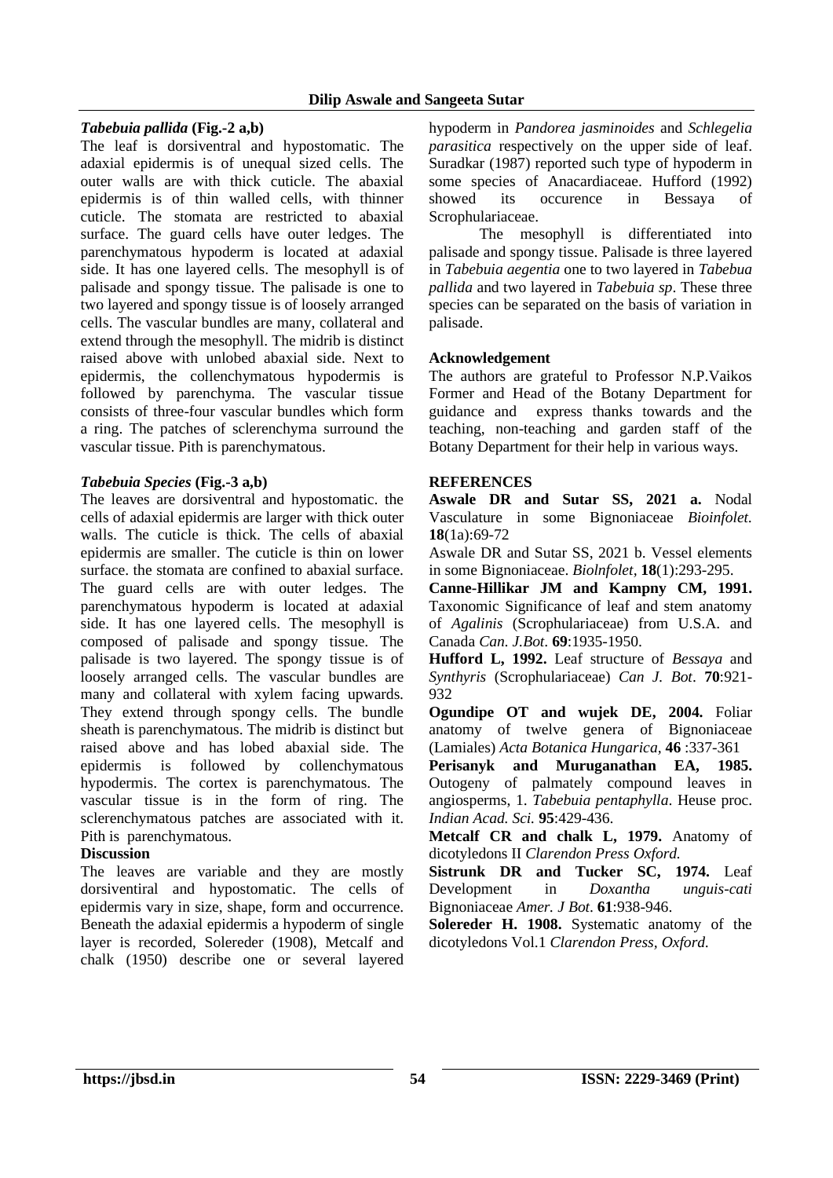### *Tabebuia pallida* (Fig.-2 a,b)

The leaf is dorsiventral and hypostomatic. The adaxial epidermis is of unequal sized cells. The outer walls are with thick cuticle. The abaxial epidermis is of thin walled cells, with thinner cuticle. The stomata are restricted to abaxial surface. The guard cells have outer ledges. The parenchymatous hypoderm is located at adaxial side. It has one layered cells. The mesophyll is of palisade and spongy tissue. The palisade is one to two layered and spongy tissue is of loosely arranged cells. The vascular bundles are many, collateral and extend through the mesophyll. The midrib is distinct raised above with unlobed abaxial side. Next to epidermis, the collenchymatous hypodermis is followed by parenchyma. The vascular tissue consists of three-four vascular bundles which form a ring. The patches of sclerenchyma surround the vascular tissue. Pith is parenchymatous.

### *Tabebuia Species* (Fig.-3 a,b)

The leaves are dorsiventral and hypostomatic. the cells of adaxial epidermis are larger with thick outer walls. The cuticle is thick. The cells of abaxial epidermis are smaller. The cuticle is thin on lower surface. the stomata are confined to abaxial surface. The guard cells are with outer ledges. The parenchymatous hypoderm is located at adaxial side. It has one layered cells. The mesophyll is composed of palisade and spongy tissue. The palisade is two layered. The spongy tissue is of loosely arranged cells. The vascular bundles are many and collateral with xylem facing upwards. They extend through spongy cells. The bundle sheath is parenchymatous. The midrib is distinct but raised above and has lobed abaxial side. The epidermis is followed by collenchymatous hypodermis. The cortex is parenchymatous. The vascular tissue is in the form of ring. The sclerenchymatous patches are associated with it. Pith is parenchymatous.

### Discussion

The leaves are variable and they are mostly dorsiventiral and hypostomatic. The cells of epidermis vary in size, shape, form and occurrence. Beneath the adaxial epidermis a hypoderm of single layer is recorded, Solereder (1908), Metcalf and chalk (1950) describe one or several layered hypoderm in *Pandorea jasminoides* and *Schlegelia parasitica* respectively on the upper side of leaf. Suradkar (1987) reported such type of hypoderm in some species of Anacardiaceae. Hufford (1992) showed its occurence in Bessaya of Scrophulariaceae.

The mesophyll is differentiated into palisade and spongy tissue. Palisade is three layered in *Tabebuia aegentia* one to two layered in *Tabebua pallida* and two layered in *Tabebuia sp*. These three species can be separated on the basis of variation in palisade.

### Acknowledgement

The authors are grateful to Professor N.P.Vaikos Former and Head of the Botany Department for guidance and express thanks towards and the teaching, non-teaching and garden staff of the Botany Department for their help in various ways.

### REFERENCES

**Aswale DR and Sutar SS, 2021 a.** Nodal Vasculature in some Bignoniaceae *Bioinfolet*. **18**(1a):69-72

Aswale DR and Sutar SS, 2021 b. Vessel elements in some Bignoniaceae. *Biolnfolet*, **18**(1):293-295.

**Canne-Hillikar JM and Kampny CM, 1991.** Taxonomic Significance of leaf and stem anatomy of *Agalinis* (Scrophulariaceae) from U.S.A. and Canada *Can. J.Bot*. **69**:1935-1950.

**Hufford L, 1992.** Leaf structure of *Bessaya* and *Synthyris* (Scrophulariaceae) *Can J. Bot*. **70**:921-932

**Ogundipe OT and wujek DE, 2004.** Foliar anatomy of twelve genera of Bignoniaceae (Lamiales) *Acta Botanica Hungarica*, **46** :337-361

**Perisanyk and Muruganathan EA, 1985.** Outogeny of palmately compound leaves in angiosperms, 1. *Tabebuia pentaphylla*. Heuse proc. *Indian Acad. Sci.* **95**:429-436.

**Metcalf CR and chalk L, 1979.** Anatomy of dicotyledons II *Clarendon Press Oxford.*

**Sistrunk DR and Tucker SC, 1974.** Leaf Development in *Doxantha unguis-cati* Bignoniaceae *Amer. J Bot*. **61**:938-946.

**Solereder H. 1908.** Systematic anatomy of the dicotyledons Vol.1 *Clarendon Press, Oxford.*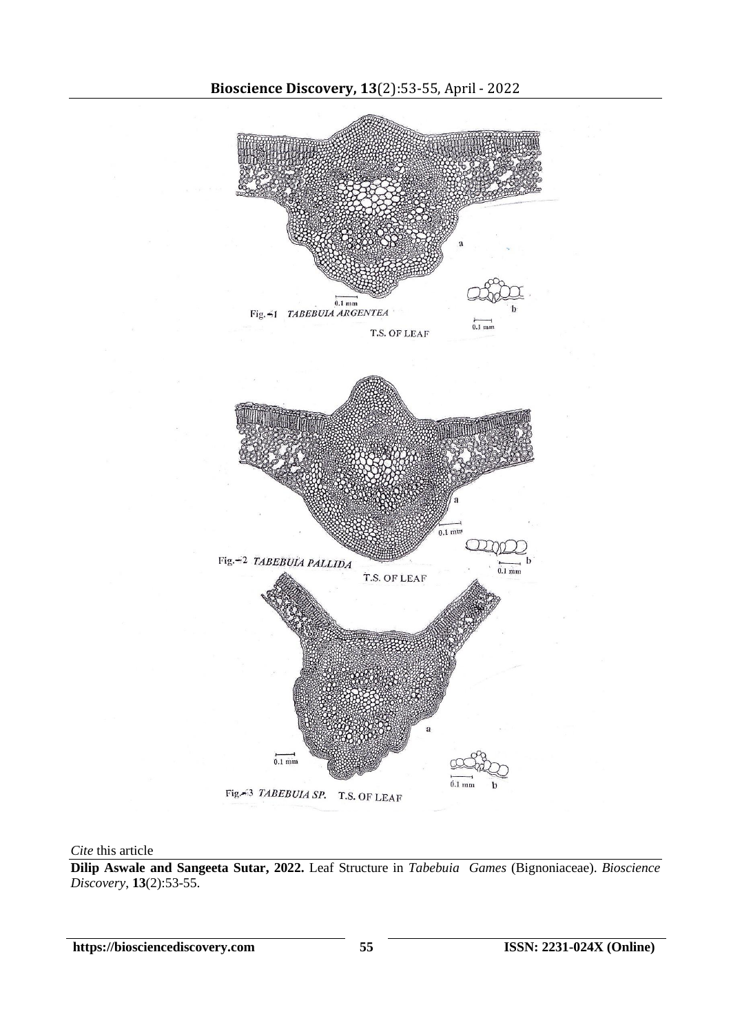Fig.-1 *TABEBUIA ARGENTEA*

T.S. OF LEAF

Fig.-2 *TABEBUIA PALLIDA*

T.S. OF LEAF

Fig.-3 *TABEBUIA SP.* T.S. OF LEAF

*Cite* this article

**Dilip Aswale and Sangeeta Sutar, 2022.** Leaf Structure in *Tabebuia Games* (Bignoniaceae). *Bioscience Discovery*, **13**(2):53-55.